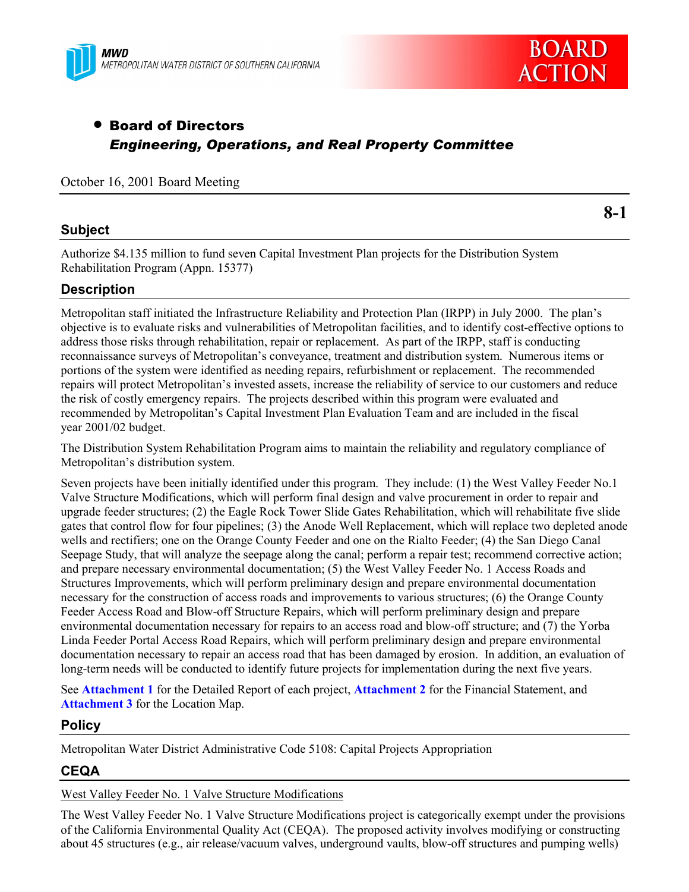MWD
METROPOLITAN WATER DISTRICT OF SOUTHERN CALIFORNIA

BOARD ACTION

## • Board of Directors
### *Engineering, Operations, and Real Property Committee*

October 16, 2001 Board Meeting

**8-1**

## Subject

Authorize $4.135 million to fund seven Capital Investment Plan projects for the Distribution System Rehabilitation Program (Appn. 15377)

## Description

Metropolitan staff initiated the Infrastructure Reliability and Protection Plan (IRPP) in July 2000. The plan's objective is to evaluate risks and vulnerabilities of Metropolitan facilities, and to identify cost-effective options to address those risks through rehabilitation, repair or replacement. As part of the IRPP, staff is conducting reconnaissance surveys of Metropolitan's conveyance, treatment and distribution system. Numerous items or portions of the system were identified as needing repairs, refurbishment or replacement. The recommended repairs will protect Metropolitan's invested assets, increase the reliability of service to our customers and reduce the risk of costly emergency repairs. The projects described within this program were evaluated and recommended by Metropolitan's Capital Investment Plan Evaluation Team and are included in the fiscal year 2001/02 budget.

The Distribution System Rehabilitation Program aims to maintain the reliability and regulatory compliance of Metropolitan's distribution system.

Seven projects have been initially identified under this program. They include: (1) the West Valley Feeder No.1 Valve Structure Modifications, which will perform final design and valve procurement in order to repair and upgrade feeder structures; (2) the Eagle Rock Tower Slide Gates Rehabilitation, which will rehabilitate five slide gates that control flow for four pipelines; (3) the Anode Well Replacement, which will replace two depleted anode wells and rectifiers; one on the Orange County Feeder and one on the Rialto Feeder; (4) the San Diego Canal Seepage Study, that will analyze the seepage along the canal; perform a repair test; recommend corrective action; and prepare necessary environmental documentation; (5) the West Valley Feeder No. 1 Access Roads and Structures Improvements, which will perform preliminary design and prepare environmental documentation necessary for the construction of access roads and improvements to various structures; (6) the Orange County Feeder Access Road and Blow-off Structure Repairs, which will perform preliminary design and prepare environmental documentation necessary for repairs to an access road and blow-off structure; and (7) the Yorba Linda Feeder Portal Access Road Repairs, which will perform preliminary design and prepare environmental documentation necessary to repair an access road that has been damaged by erosion. In addition, an evaluation of long-term needs will be conducted to identify future projects for implementation during the next five years.

See **Attachment 1** for the Detailed Report of each project, **Attachment 2** for the Financial Statement, and **Attachment 3** for the Location Map.

## Policy

Metropolitan Water District Administrative Code 5108: Capital Projects Appropriation

## CEQA

West Valley Feeder No. 1 Valve Structure Modifications

The West Valley Feeder No. 1 Valve Structure Modifications project is categorically exempt under the provisions of the California Environmental Quality Act (CEQA). The proposed activity involves modifying or constructing about 45 structures (e.g., air release/vacuum valves, underground vaults, blow-off structures and pumping wells)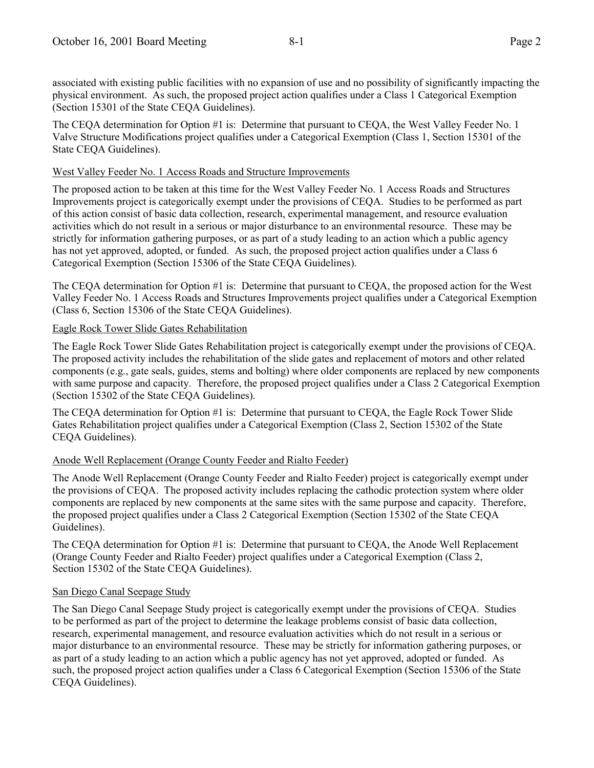associated with existing public facilities with no expansion of use and no possibility of significantly impacting the physical environment. As such, the proposed project action qualifies under a Class 1 Categorical Exemption (Section 15301 of the State CEQA Guidelines).

The CEQA determination for Option #1 is: Determine that pursuant to CEQA, the West Valley Feeder No. 1 Valve Structure Modifications project qualifies under a Categorical Exemption (Class 1, Section 15301 of the State CEQA Guidelines).

West Valley Feeder No. 1 Access Roads and Structure Improvements

The proposed action to be taken at this time for the West Valley Feeder No. 1 Access Roads and Structures Improvements project is categorically exempt under the provisions of CEQA. Studies to be performed as part of this action consist of basic data collection, research, experimental management, and resource evaluation activities which do not result in a serious or major disturbance to an environmental resource. These may be strictly for information gathering purposes, or as part of a study leading to an action which a public agency has not yet approved, adopted, or funded. As such, the proposed project action qualifies under a Class 6 Categorical Exemption (Section 15306 of the State CEQA Guidelines).

The CEQA determination for Option #1 is: Determine that pursuant to CEQA, the proposed action for the West Valley Feeder No. 1 Access Roads and Structures Improvements project qualifies under a Categorical Exemption (Class 6, Section 15306 of the State CEQA Guidelines).

Eagle Rock Tower Slide Gates Rehabilitation

The Eagle Rock Tower Slide Gates Rehabilitation project is categorically exempt under the provisions of CEQA. The proposed activity includes the rehabilitation of the slide gates and replacement of motors and other related components (e.g., gate seals, guides, stems and bolting) where older components are replaced by new components with same purpose and capacity. Therefore, the proposed project qualifies under a Class 2 Categorical Exemption (Section 15302 of the State CEQA Guidelines).

The CEQA determination for Option #1 is: Determine that pursuant to CEQA, the Eagle Rock Tower Slide Gates Rehabilitation project qualifies under a Categorical Exemption (Class 2, Section 15302 of the State CEQA Guidelines).

Anode Well Replacement (Orange County Feeder and Rialto Feeder)

The Anode Well Replacement (Orange County Feeder and Rialto Feeder) project is categorically exempt under the provisions of CEQA. The proposed activity includes replacing the cathodic protection system where older components are replaced by new components at the same sites with the same purpose and capacity. Therefore, the proposed project qualifies under a Class 2 Categorical Exemption (Section 15302 of the State CEQA Guidelines).

The CEQA determination for Option #1 is: Determine that pursuant to CEQA, the Anode Well Replacement (Orange County Feeder and Rialto Feeder) project qualifies under a Categorical Exemption (Class 2, Section 15302 of the State CEQA Guidelines).

San Diego Canal Seepage Study

The San Diego Canal Seepage Study project is categorically exempt under the provisions of CEQA. Studies to be performed as part of the project to determine the leakage problems consist of basic data collection, research, experimental management, and resource evaluation activities which do not result in a serious or major disturbance to an environmental resource. These may be strictly for information gathering purposes, or as part of a study leading to an action which a public agency has not yet approved, adopted or funded. As such, the proposed project action qualifies under a Class 6 Categorical Exemption (Section 15306 of the State CEQA Guidelines).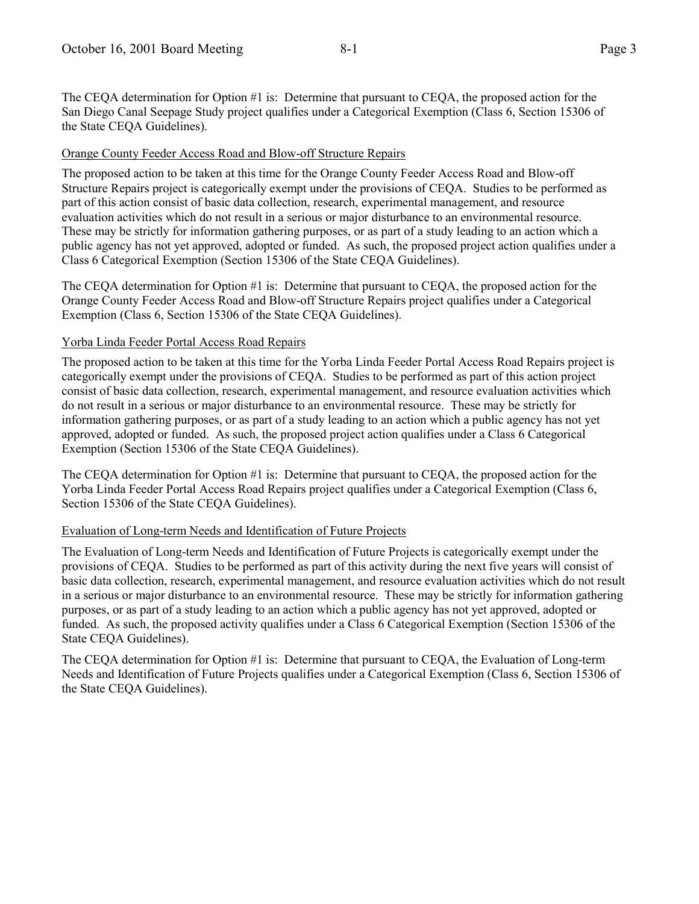The CEQA determination for Option #1 is: Determine that pursuant to CEQA, the proposed action for the San Diego Canal Seepage Study project qualifies under a Categorical Exemption (Class 6, Section 15306 of the State CEQA Guidelines).

<u>Orange County Feeder Access Road and Blow-off Structure Repairs</u>

The proposed action to be taken at this time for the Orange County Feeder Access Road and Blow-off Structure Repairs project is categorically exempt under the provisions of CEQA. Studies to be performed as part of this action consist of basic data collection, research, experimental management, and resource evaluation activities which do not result in a serious or major disturbance to an environmental resource. These may be strictly for information gathering purposes, or as part of a study leading to an action which a public agency has not yet approved, adopted or funded. As such, the proposed project action qualifies under a Class 6 Categorical Exemption (Section 15306 of the State CEQA Guidelines).

The CEQA determination for Option #1 is: Determine that pursuant to CEQA, the proposed action for the Orange County Feeder Access Road and Blow-off Structure Repairs project qualifies under a Categorical Exemption (Class 6, Section 15306 of the State CEQA Guidelines).

<u>Yorba Linda Feeder Portal Access Road Repairs</u>

The proposed action to be taken at this time for the Yorba Linda Feeder Portal Access Road Repairs project is categorically exempt under the provisions of CEQA. Studies to be performed as part of this action project consist of basic data collection, research, experimental management, and resource evaluation activities which do not result in a serious or major disturbance to an environmental resource. These may be strictly for information gathering purposes, or as part of a study leading to an action which a public agency has not yet approved, adopted or funded. As such, the proposed project action qualifies under a Class 6 Categorical Exemption (Section 15306 of the State CEQA Guidelines).

The CEQA determination for Option #1 is: Determine that pursuant to CEQA, the proposed action for the Yorba Linda Feeder Portal Access Road Repairs project qualifies under a Categorical Exemption (Class 6, Section 15306 of the State CEQA Guidelines).

<u>Evaluation of Long-term Needs and Identification of Future Projects</u>

The Evaluation of Long-term Needs and Identification of Future Projects is categorically exempt under the provisions of CEQA. Studies to be performed as part of this activity during the next five years will consist of basic data collection, research, experimental management, and resource evaluation activities which do not result in a serious or major disturbance to an environmental resource. These may be strictly for information gathering purposes, or as part of a study leading to an action which a public agency has not yet approved, adopted or funded. As such, the proposed activity qualifies under a Class 6 Categorical Exemption (Section 15306 of the State CEQA Guidelines).

The CEQA determination for Option #1 is: Determine that pursuant to CEQA, the Evaluation of Long-term Needs and Identification of Future Projects qualifies under a Categorical Exemption (Class 6, Section 15306 of the State CEQA Guidelines).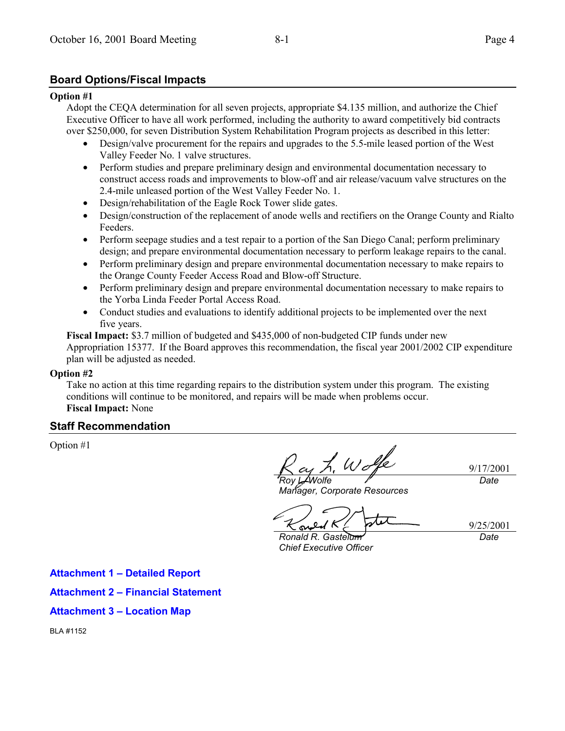## Board Options/Fiscal Impacts

**Option #1**

Adopt the CEQA determination for all seven projects, appropriate $4.135 million, and authorize the Chief Executive Officer to have all work performed, including the authority to award competitively bid contracts over $250,000, for seven Distribution System Rehabilitation Program projects as described in this letter:

- Design/valve procurement for the repairs and upgrades to the 5.5-mile leased portion of the West Valley Feeder No. 1 valve structures.
- Perform studies and prepare preliminary design and environmental documentation necessary to construct access roads and improvements to blow-off and air release/vacuum valve structures on the 2.4-mile unleased portion of the West Valley Feeder No. 1.
- Design/rehabilitation of the Eagle Rock Tower slide gates.
- Design/construction of the replacement of anode wells and rectifiers on the Orange County and Rialto Feeders.
- Perform seepage studies and a test repair to a portion of the San Diego Canal; perform preliminary design; and prepare environmental documentation necessary to perform leakage repairs to the canal.
- Perform preliminary design and prepare environmental documentation necessary to make repairs to the Orange County Feeder Access Road and Blow-off Structure.
- Perform preliminary design and prepare environmental documentation necessary to make repairs to the Yorba Linda Feeder Portal Access Road.
- Conduct studies and evaluations to identify additional projects to be implemented over the next five years.

**Fiscal Impact:** $3.7 million of budgeted and $435,000 of non-budgeted CIP funds under new Appropriation 15377. If the Board approves this recommendation, the fiscal year 2001/2002 CIP expenditure plan will be adjusted as needed.

**Option #2**

Take no action at this time regarding repairs to the distribution system under this program. The existing conditions will continue to be monitored, and repairs will be made when problems occur.

**Fiscal Impact:** None

## Staff Recommendation

Option #1

Roy L. Wolfe — 9/17/2001
*Roy L. Wolfe*
*Manager, Corporate Resources*
*Date*

Ronald R. Gastelum — 9/25/2001
*Ronald R. Gastelum*
*Chief Executive Officer*
*Date*

**Attachment 1 – Detailed Report**

**Attachment 2 – Financial Statement**

**Attachment 3 – Location Map**

BLA #1152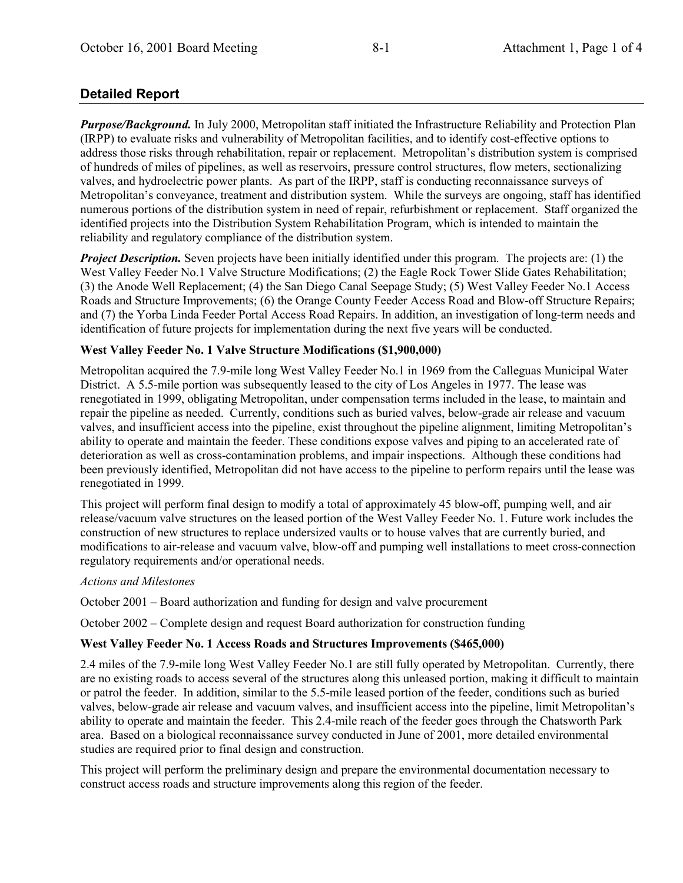## Detailed Report

***Purpose/Background.*** In July 2000, Metropolitan staff initiated the Infrastructure Reliability and Protection Plan (IRPP) to evaluate risks and vulnerability of Metropolitan facilities, and to identify cost-effective options to address those risks through rehabilitation, repair or replacement. Metropolitan's distribution system is comprised of hundreds of miles of pipelines, as well as reservoirs, pressure control structures, flow meters, sectionalizing valves, and hydroelectric power plants. As part of the IRPP, staff is conducting reconnaissance surveys of Metropolitan's conveyance, treatment and distribution system. While the surveys are ongoing, staff has identified numerous portions of the distribution system in need of repair, refurbishment or replacement. Staff organized the identified projects into the Distribution System Rehabilitation Program, which is intended to maintain the reliability and regulatory compliance of the distribution system.

***Project Description.*** Seven projects have been initially identified under this program. The projects are: (1) the West Valley Feeder No.1 Valve Structure Modifications; (2) the Eagle Rock Tower Slide Gates Rehabilitation; (3) the Anode Well Replacement; (4) the San Diego Canal Seepage Study; (5) West Valley Feeder No.1 Access Roads and Structure Improvements; (6) the Orange County Feeder Access Road and Blow-off Structure Repairs; and (7) the Yorba Linda Feeder Portal Access Road Repairs. In addition, an investigation of long-term needs and identification of future projects for implementation during the next five years will be conducted.

**West Valley Feeder No. 1 Valve Structure Modifications ($1,900,000)**

Metropolitan acquired the 7.9-mile long West Valley Feeder No.1 in 1969 from the Calleguas Municipal Water District. A 5.5-mile portion was subsequently leased to the city of Los Angeles in 1977. The lease was renegotiated in 1999, obligating Metropolitan, under compensation terms included in the lease, to maintain and repair the pipeline as needed. Currently, conditions such as buried valves, below-grade air release and vacuum valves, and insufficient access into the pipeline, exist throughout the pipeline alignment, limiting Metropolitan's ability to operate and maintain the feeder. These conditions expose valves and piping to an accelerated rate of deterioration as well as cross-contamination problems, and impair inspections. Although these conditions had been previously identified, Metropolitan did not have access to the pipeline to perform repairs until the lease was renegotiated in 1999.

This project will perform final design to modify a total of approximately 45 blow-off, pumping well, and air release/vacuum valve structures on the leased portion of the West Valley Feeder No. 1. Future work includes the construction of new structures to replace undersized vaults or to house valves that are currently buried, and modifications to air-release and vacuum valve, blow-off and pumping well installations to meet cross-connection regulatory requirements and/or operational needs.

*Actions and Milestones*

October 2001 – Board authorization and funding for design and valve procurement

October 2002 – Complete design and request Board authorization for construction funding

**West Valley Feeder No. 1 Access Roads and Structures Improvements ($465,000)**

2.4 miles of the 7.9-mile long West Valley Feeder No.1 are still fully operated by Metropolitan. Currently, there are no existing roads to access several of the structures along this unleased portion, making it difficult to maintain or patrol the feeder. In addition, similar to the 5.5-mile leased portion of the feeder, conditions such as buried valves, below-grade air release and vacuum valves, and insufficient access into the pipeline, limit Metropolitan's ability to operate and maintain the feeder. This 2.4-mile reach of the feeder goes through the Chatsworth Park area. Based on a biological reconnaissance survey conducted in June of 2001, more detailed environmental studies are required prior to final design and construction.

This project will perform the preliminary design and prepare the environmental documentation necessary to construct access roads and structure improvements along this region of the feeder.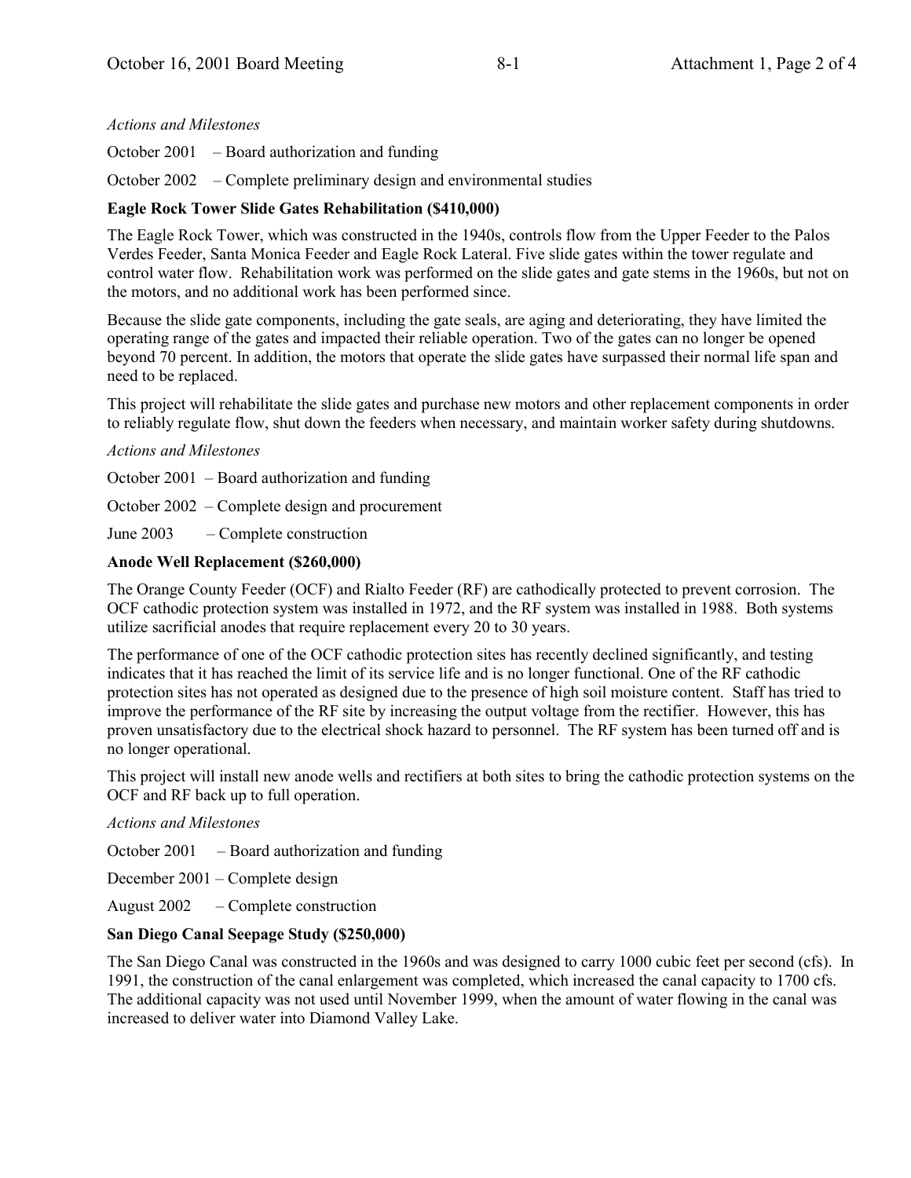*Actions and Milestones*

October 2001 – Board authorization and funding

October 2002 – Complete preliminary design and environmental studies

**Eagle Rock Tower Slide Gates Rehabilitation ($410,000)**

The Eagle Rock Tower, which was constructed in the 1940s, controls flow from the Upper Feeder to the Palos Verdes Feeder, Santa Monica Feeder and Eagle Rock Lateral. Five slide gates within the tower regulate and control water flow. Rehabilitation work was performed on the slide gates and gate stems in the 1960s, but not on the motors, and no additional work has been performed since.

Because the slide gate components, including the gate seals, are aging and deteriorating, they have limited the operating range of the gates and impacted their reliable operation. Two of the gates can no longer be opened beyond 70 percent. In addition, the motors that operate the slide gates have surpassed their normal life span and need to be replaced.

This project will rehabilitate the slide gates and purchase new motors and other replacement components in order to reliably regulate flow, shut down the feeders when necessary, and maintain worker safety during shutdowns.

*Actions and Milestones*

October 2001 – Board authorization and funding

October 2002 – Complete design and procurement

June 2003 – Complete construction

**Anode Well Replacement ($260,000)**

The Orange County Feeder (OCF) and Rialto Feeder (RF) are cathodically protected to prevent corrosion. The OCF cathodic protection system was installed in 1972, and the RF system was installed in 1988. Both systems utilize sacrificial anodes that require replacement every 20 to 30 years.

The performance of one of the OCF cathodic protection sites has recently declined significantly, and testing indicates that it has reached the limit of its service life and is no longer functional. One of the RF cathodic protection sites has not operated as designed due to the presence of high soil moisture content. Staff has tried to improve the performance of the RF site by increasing the output voltage from the rectifier. However, this has proven unsatisfactory due to the electrical shock hazard to personnel. The RF system has been turned off and is no longer operational.

This project will install new anode wells and rectifiers at both sites to bring the cathodic protection systems on the OCF and RF back up to full operation.

*Actions and Milestones*

October 2001 – Board authorization and funding

December 2001 – Complete design

August 2002 – Complete construction

**San Diego Canal Seepage Study ($250,000)**

The San Diego Canal was constructed in the 1960s and was designed to carry 1000 cubic feet per second (cfs). In 1991, the construction of the canal enlargement was completed, which increased the canal capacity to 1700 cfs. The additional capacity was not used until November 1999, when the amount of water flowing in the canal was increased to deliver water into Diamond Valley Lake.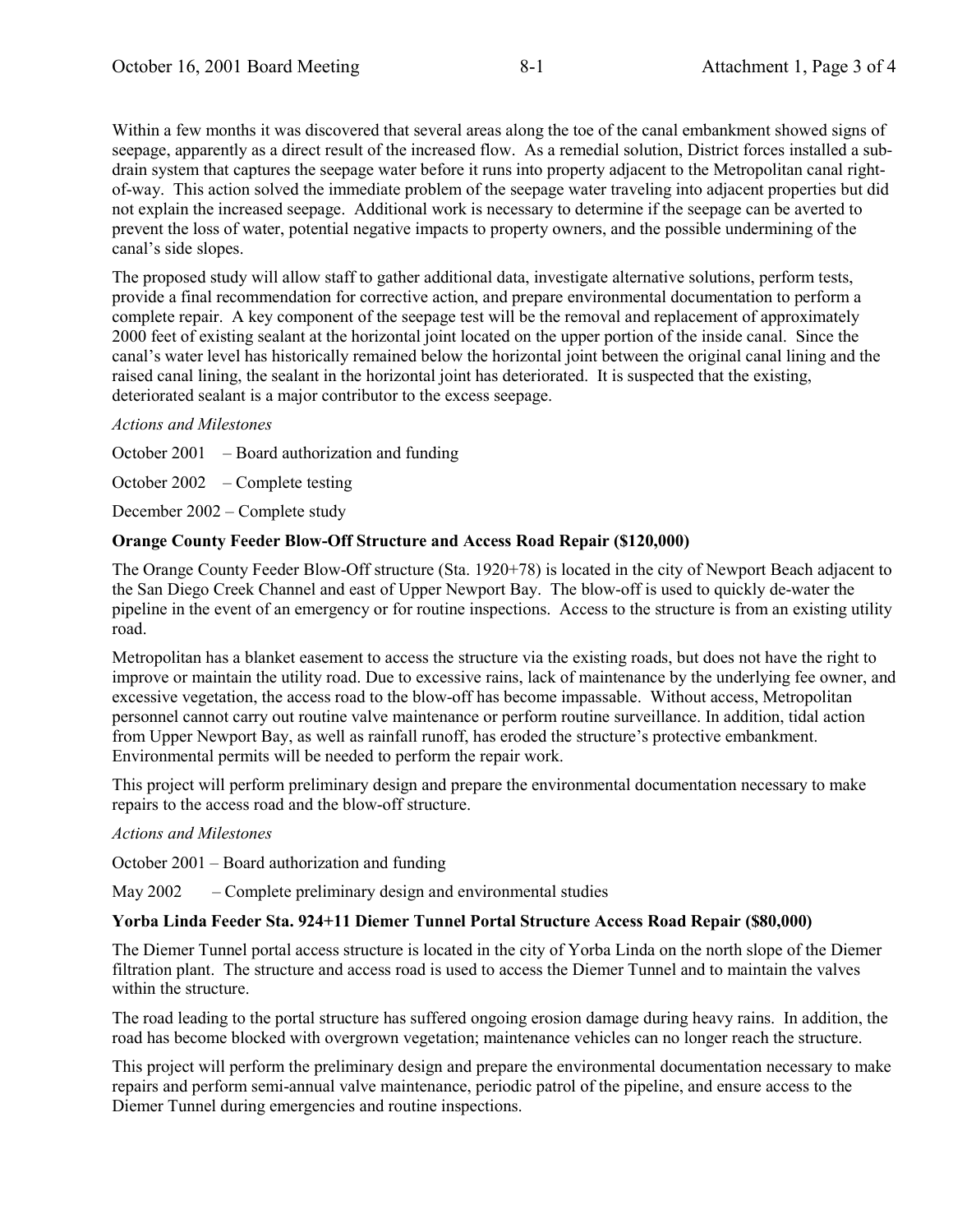Within a few months it was discovered that several areas along the toe of the canal embankment showed signs of seepage, apparently as a direct result of the increased flow. As a remedial solution, District forces installed a sub-drain system that captures the seepage water before it runs into property adjacent to the Metropolitan canal right-of-way. This action solved the immediate problem of the seepage water traveling into adjacent properties but did not explain the increased seepage. Additional work is necessary to determine if the seepage can be averted to prevent the loss of water, potential negative impacts to property owners, and the possible undermining of the canal's side slopes.

The proposed study will allow staff to gather additional data, investigate alternative solutions, perform tests, provide a final recommendation for corrective action, and prepare environmental documentation to perform a complete repair. A key component of the seepage test will be the removal and replacement of approximately 2000 feet of existing sealant at the horizontal joint located on the upper portion of the inside canal. Since the canal's water level has historically remained below the horizontal joint between the original canal lining and the raised canal lining, the sealant in the horizontal joint has deteriorated. It is suspected that the existing, deteriorated sealant is a major contributor to the excess seepage.

*Actions and Milestones*

October 2001 – Board authorization and funding

October 2002 – Complete testing

December 2002 – Complete study

**Orange County Feeder Blow-Off Structure and Access Road Repair ($120,000)**

The Orange County Feeder Blow-Off structure (Sta. 1920+78) is located in the city of Newport Beach adjacent to the San Diego Creek Channel and east of Upper Newport Bay. The blow-off is used to quickly de-water the pipeline in the event of an emergency or for routine inspections. Access to the structure is from an existing utility road.

Metropolitan has a blanket easement to access the structure via the existing roads, but does not have the right to improve or maintain the utility road. Due to excessive rains, lack of maintenance by the underlying fee owner, and excessive vegetation, the access road to the blow-off has become impassable. Without access, Metropolitan personnel cannot carry out routine valve maintenance or perform routine surveillance. In addition, tidal action from Upper Newport Bay, as well as rainfall runoff, has eroded the structure's protective embankment. Environmental permits will be needed to perform the repair work.

This project will perform preliminary design and prepare the environmental documentation necessary to make repairs to the access road and the blow-off structure.

*Actions and Milestones*

October 2001 – Board authorization and funding

May 2002 – Complete preliminary design and environmental studies

**Yorba Linda Feeder Sta. 924+11 Diemer Tunnel Portal Structure Access Road Repair ($80,000)**

The Diemer Tunnel portal access structure is located in the city of Yorba Linda on the north slope of the Diemer filtration plant. The structure and access road is used to access the Diemer Tunnel and to maintain the valves within the structure.

The road leading to the portal structure has suffered ongoing erosion damage during heavy rains. In addition, the road has become blocked with overgrown vegetation; maintenance vehicles can no longer reach the structure.

This project will perform the preliminary design and prepare the environmental documentation necessary to make repairs and perform semi-annual valve maintenance, periodic patrol of the pipeline, and ensure access to the Diemer Tunnel during emergencies and routine inspections.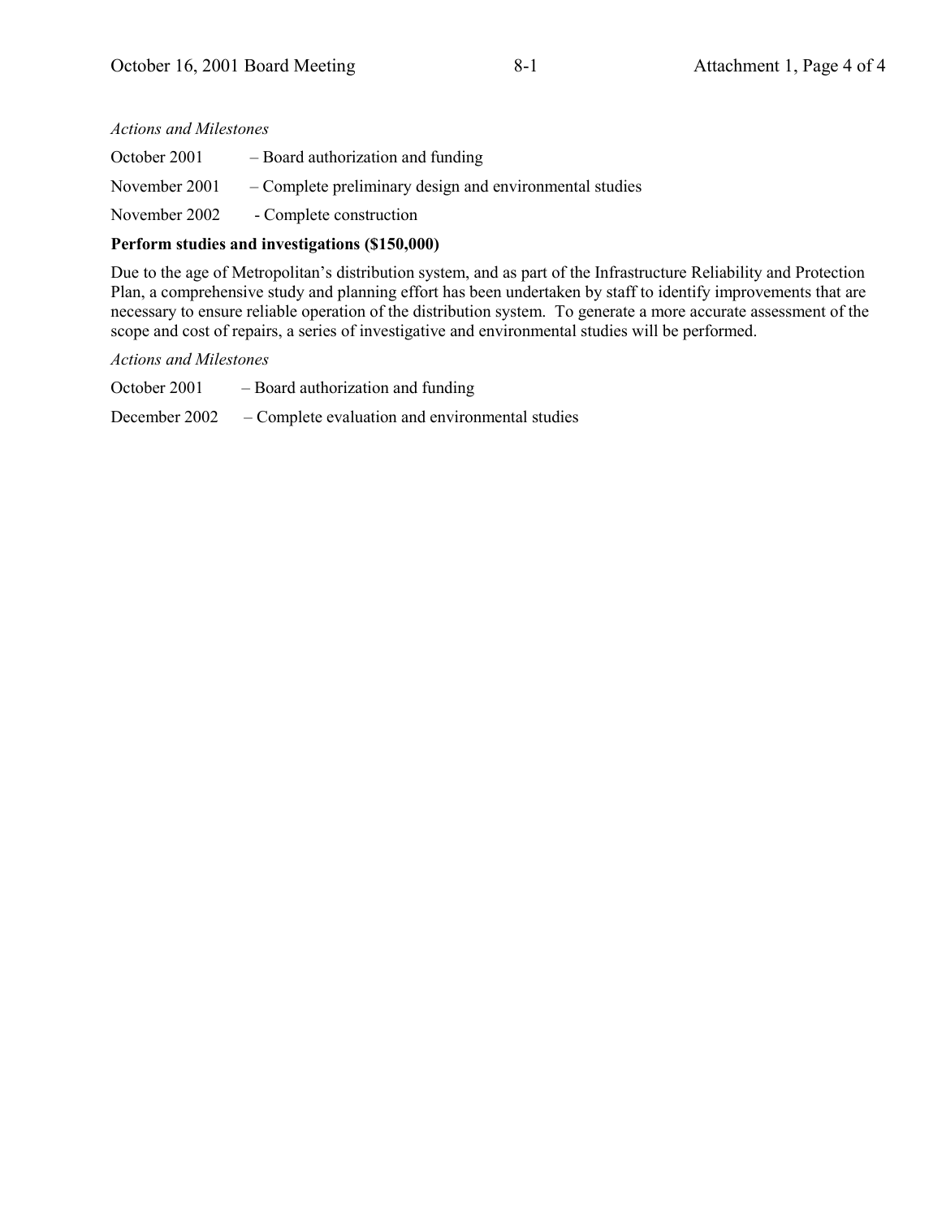*Actions and Milestones*

October 2001 – Board authorization and funding

November 2001 – Complete preliminary design and environmental studies

November 2002 - Complete construction

**Perform studies and investigations ($150,000)**

Due to the age of Metropolitan's distribution system, and as part of the Infrastructure Reliability and Protection Plan, a comprehensive study and planning effort has been undertaken by staff to identify improvements that are necessary to ensure reliable operation of the distribution system. To generate a more accurate assessment of the scope and cost of repairs, a series of investigative and environmental studies will be performed.

*Actions and Milestones*

October 2001 – Board authorization and funding

December 2002 – Complete evaluation and environmental studies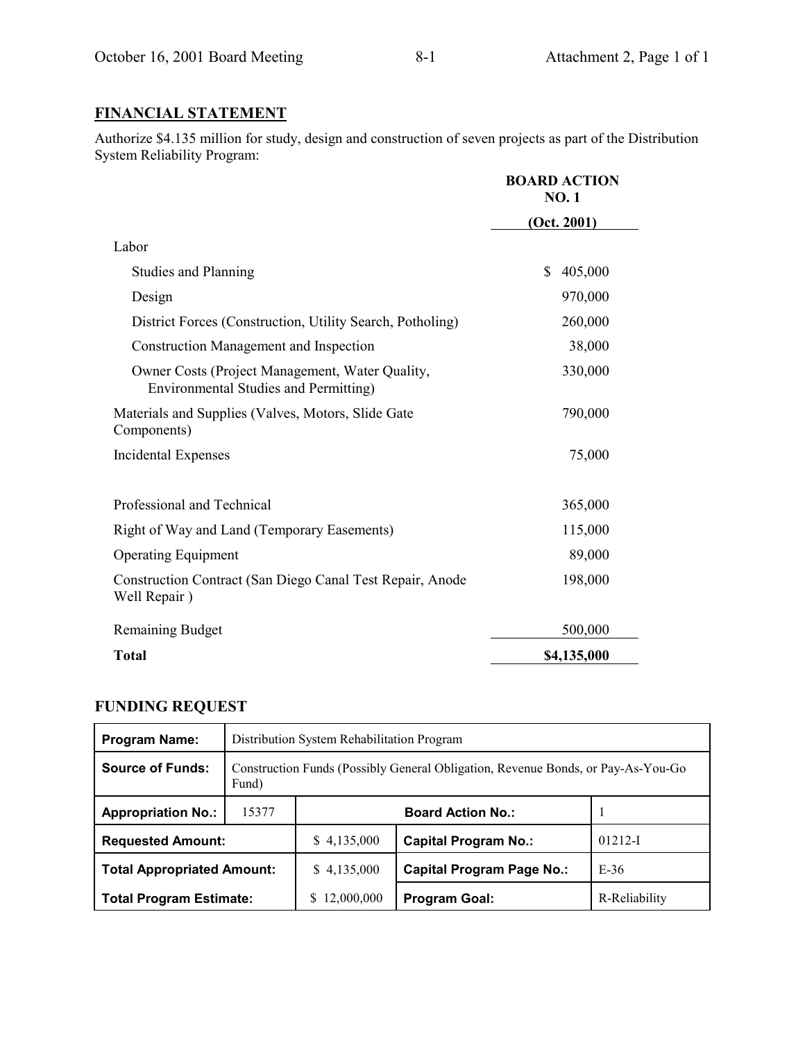## FINANCIAL STATEMENT

Authorize $4.135 million for study, design and construction of seven projects as part of the Distribution System Reliability Program:

| | BOARD ACTION NO. 1 (Oct. 2001) |
|---|---|
| Labor | |
| Studies and Planning | $ 405,000 |
| Design | 970,000 |
| District Forces (Construction, Utility Search, Potholing) | 260,000 |
| Construction Management and Inspection | 38,000 |
| Owner Costs (Project Management, Water Quality, Environmental Studies and Permitting) | 330,000 |
| Materials and Supplies (Valves, Motors, Slide Gate Components) | 790,000 |
| Incidental Expenses | 75,000 |
| Professional and Technical | 365,000 |
| Right of Way and Land (Temporary Easements) | 115,000 |
| Operating Equipment | 89,000 |
| Construction Contract (San Diego Canal Test Repair, Anode Well Repair ) | 198,000 |
| Remaining Budget | 500,000 |
| **Total** | **$4,135,000** |

## FUNDING REQUEST

| **Program Name:** | Distribution System Rehabilitation Program | | | |
|---|---|---|---|---|
| **Source of Funds:** | Construction Funds (Possibly General Obligation, Revenue Bonds, or Pay-As-You-Go Fund) | | | |
| **Appropriation No.:** | 15377 | | **Board Action No.:** | 1 |
| **Requested Amount:** | | $ 4,135,000 | **Capital Program No.:** | 01212-I |
| **Total Appropriated Amount:** | | $ 4,135,000 | **Capital Program Page No.:** | E-36 |
| **Total Program Estimate:** | | $ 12,000,000 | **Program Goal:** | R-Reliability |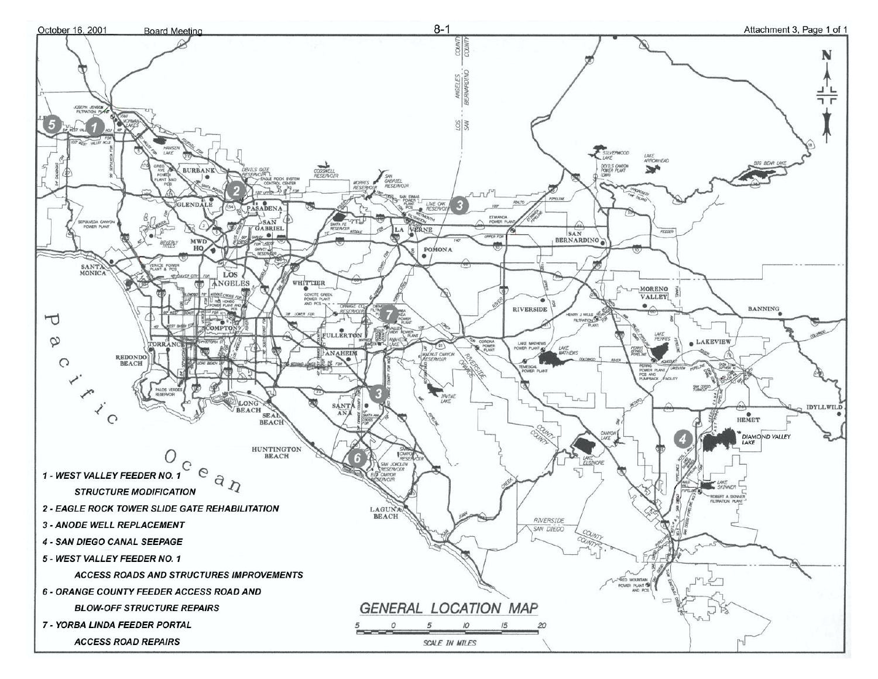# GENERAL LOCATION MAP

1 - WEST VALLEY FEEDER NO. 1 STRUCTURE MODIFICATION

2 - EAGLE ROCK TOWER SLIDE GATE REHABILITATION

3 - ANODE WELL REPLACEMENT

4 - SAN DIEGO CANAL SEEPAGE

5 - WEST VALLEY FEEDER NO. 1 ACCESS ROADS AND STRUCTURES IMPROVEMENTS

6 - ORANGE COUNTY FEEDER ACCESS ROAD AND BLOW-OFF STRUCTURE REPAIRS

7 - YORBA LINDA FEEDER PORTAL ACCESS ROAD REPAIRS

5 0 5 10 15 20

SCALE IN MILES